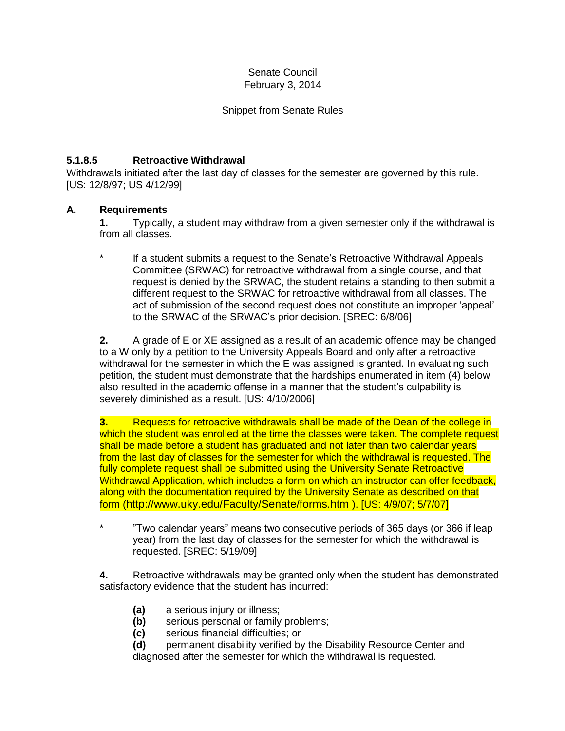Senate Council
February 3, 2014

Snippet from Senate Rules

### 5.1.8.5 Retroactive Withdrawal

Withdrawals initiated after the last day of classes for the semester are governed by this rule. [US: 12/8/97; US 4/12/99]

#### A. Requirements

**1.** Typically, a student may withdraw from a given semester only if the withdrawal is from all classes.

\* If a student submits a request to the Senate's Retroactive Withdrawal Appeals Committee (SRWAC) for retroactive withdrawal from a single course, and that request is denied by the SRWAC, the student retains a standing to then submit a different request to the SRWAC for retroactive withdrawal from all classes. The act of submission of the second request does not constitute an improper 'appeal' to the SRWAC of the SRWAC's prior decision. [SREC: 6/8/06]

**2.** A grade of E or XE assigned as a result of an academic offence may be changed to a W only by a petition to the University Appeals Board and only after a retroactive withdrawal for the semester in which the E was assigned is granted. In evaluating such petition, the student must demonstrate that the hardships enumerated in item (4) below also resulted in the academic offense in a manner that the student's culpability is severely diminished as a result. [US: 4/10/2006]

**3.** Requests for retroactive withdrawals shall be made of the Dean of the college in which the student was enrolled at the time the classes were taken. The complete request shall be made before a student has graduated and not later than two calendar years from the last day of classes for the semester for which the withdrawal is requested. The fully complete request shall be submitted using the University Senate Retroactive Withdrawal Application, which includes a form on which an instructor can offer feedback, along with the documentation required by the University Senate as described on that form (http://www.uky.edu/Faculty/Senate/forms.htm ). [US: 4/9/07; 5/7/07]

\* "Two calendar years" means two consecutive periods of 365 days (or 366 if leap year) from the last day of classes for the semester for which the withdrawal is requested. [SREC: 5/19/09]

**4.** Retroactive withdrawals may be granted only when the student has demonstrated satisfactory evidence that the student has incurred:

- **(a)** a serious injury or illness;
- **(b)** serious personal or family problems;
- **(c)** serious financial difficulties; or
- **(d)** permanent disability verified by the Disability Resource Center and diagnosed after the semester for which the withdrawal is requested.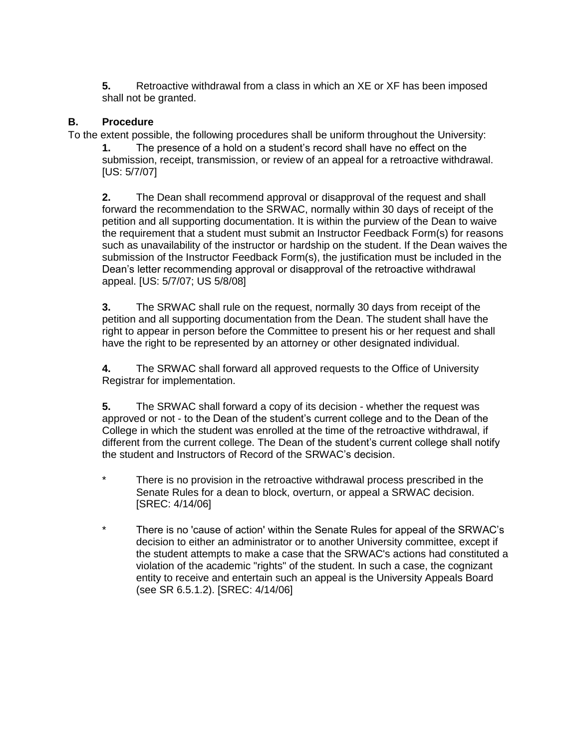**5.** Retroactive withdrawal from a class in which an XE or XF has been imposed shall not be granted.

### B. Procedure

To the extent possible, the following procedures shall be uniform throughout the University:

**1.** The presence of a hold on a student's record shall have no effect on the submission, receipt, transmission, or review of an appeal for a retroactive withdrawal. [US: 5/7/07]

**2.** The Dean shall recommend approval or disapproval of the request and shall forward the recommendation to the SRWAC, normally within 30 days of receipt of the petition and all supporting documentation. It is within the purview of the Dean to waive the requirement that a student must submit an Instructor Feedback Form(s) for reasons such as unavailability of the instructor or hardship on the student. If the Dean waives the submission of the Instructor Feedback Form(s), the justification must be included in the Dean's letter recommending approval or disapproval of the retroactive withdrawal appeal. [US: 5/7/07; US 5/8/08]

**3.** The SRWAC shall rule on the request, normally 30 days from receipt of the petition and all supporting documentation from the Dean. The student shall have the right to appear in person before the Committee to present his or her request and shall have the right to be represented by an attorney or other designated individual.

**4.** The SRWAC shall forward all approved requests to the Office of University Registrar for implementation.

**5.** The SRWAC shall forward a copy of its decision - whether the request was approved or not - to the Dean of the student's current college and to the Dean of the College in which the student was enrolled at the time of the retroactive withdrawal, if different from the current college. The Dean of the student's current college shall notify the student and Instructors of Record of the SRWAC's decision.

\* There is no provision in the retroactive withdrawal process prescribed in the Senate Rules for a dean to block, overturn, or appeal a SRWAC decision. [SREC: 4/14/06]

\* There is no 'cause of action' within the Senate Rules for appeal of the SRWAC's decision to either an administrator or to another University committee, except if the student attempts to make a case that the SRWAC's actions had constituted a violation of the academic "rights" of the student. In such a case, the cognizant entity to receive and entertain such an appeal is the University Appeals Board (see SR 6.5.1.2). [SREC: 4/14/06]